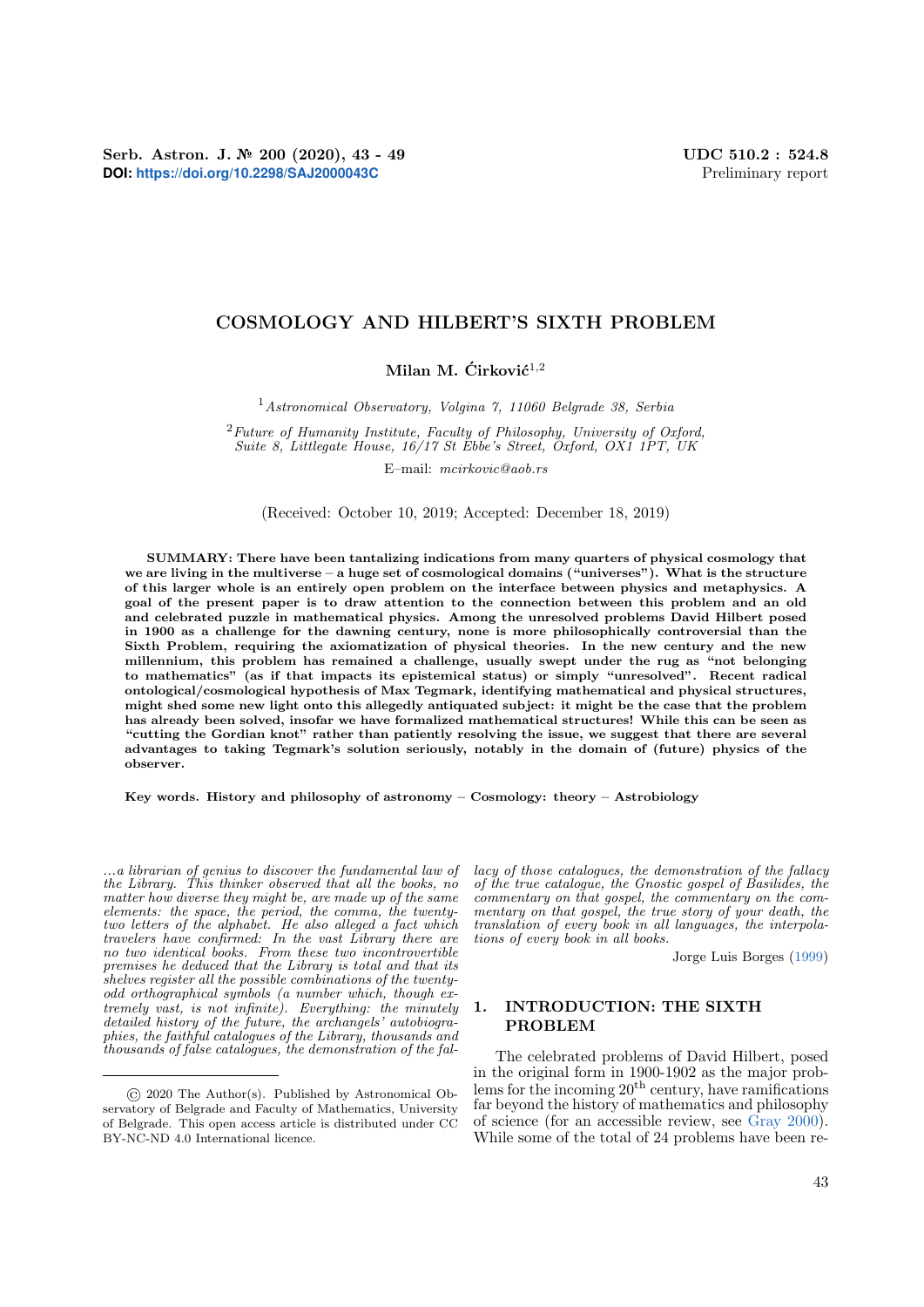Serb. Astron. J. № 200 (2020), 43 - 49
**DOI:** https://doi.org/10.2298/SAJ2000043C

UDC 510.2 : 524.8
Preliminary report

# COSMOLOGY AND HILBERT'S SIXTH PROBLEM

**Milan M. Ćirković**[1,2]

[1] *Astronomical Observatory, Volgina 7, 11060 Belgrade 38, Serbia*

[2] *Future of Humanity Institute, Faculty of Philosophy, University of Oxford, Suite 8, Littlegate House, 16/17 St Ebbe's Street, Oxford, OX1 1PT, UK*

E–mail: *mcirkovic@aob.rs*

(Received: October 10, 2019; Accepted: December 18, 2019)

**SUMMARY: There have been tantalizing indications from many quarters of physical cosmology that we are living in the multiverse – a huge set of cosmological domains ("universes"). What is the structure of this larger whole is an entirely open problem on the interface between physics and metaphysics. A goal of the present paper is to draw attention to the connection between this problem and an old and celebrated puzzle in mathematical physics. Among the unresolved problems David Hilbert posed in 1900 as a challenge for the dawning century, none is more philosophically controversial than the Sixth Problem, requiring the axiomatization of physical theories. In the new century and the new millennium, this problem has remained a challenge, usually swept under the rug as "not belonging to mathematics" (as if that impacts its epistemical status) or simply "unresolved". Recent radical ontological/cosmological hypothesis of Max Tegmark, identifying mathematical and physical structures, might shed some new light onto this allegedly antiquated subject: it might be the case that the problem has already been solved, insofar we have formalized mathematical structures! While this can be seen as "cutting the Gordian knot" rather than patiently resolving the issue, we suggest that there are several advantages to taking Tegmark's solution seriously, notably in the domain of (future) physics of the observer.**

**Key words. History and philosophy of astronomy – Cosmology: theory – Astrobiology**

*...a librarian of genius to discover the fundamental law of the Library. This thinker observed that all the books, no matter how diverse they might be, are made up of the same elements: the space, the period, the comma, the twenty-two letters of the alphabet. He also alleged a fact which travelers have confirmed: In the vast Library there are no two identical books. From these two incontrovertible premises he deduced that the Library is total and that its shelves register all the possible combinations of the twenty-odd orthographical symbols (a number which, though extremely vast, is not infinite). Everything: the minutely detailed history of the future, the archangels' autobiographies, the faithful catalogues of the Library, thousands and thousands of false catalogues, the demonstration of the fallacy of those catalogues, the demonstration of the fallacy of the true catalogue, the Gnostic gospel of Basilides, the commentary on that gospel, the commentary on the commentary on that gospel, the true story of your death, the translation of every book in all languages, the interpolations of every book in all books.*

Jorge Luis Borges (1999)

## 1. INTRODUCTION: THE SIXTH PROBLEM

The celebrated problems of David Hilbert, posed in the original form in 1900-1902 as the major problems for the incoming 20$^{\text{th}}$ century, have ramifications far beyond the history of mathematics and philosophy of science (for an accessible review, see Gray 2000). While some of the total of 24 problems have been re-

© 2020 The Author(s). Published by Astronomical Observatory of Belgrade and Faculty of Mathematics, University of Belgrade. This open access article is distributed under CC BY-NC-ND 4.0 International licence.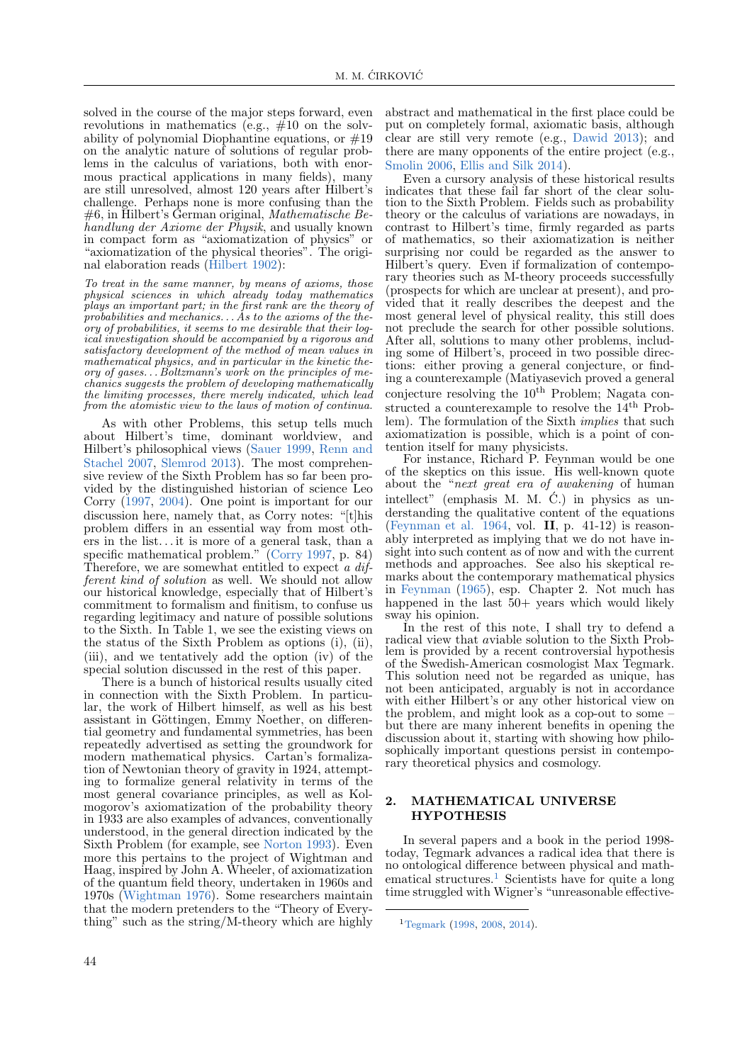solved in the course of the major steps forward, even revolutions in mathematics (e.g., #10 on the solvability of polynomial Diophantine equations, or #19 on the analytic nature of solutions of regular problems in the calculus of variations, both with enormous practical applications in many fields), many are still unresolved, almost 120 years after Hilbert's challenge. Perhaps none is more confusing than the #6, in Hilbert's German original, *Mathematische Behandlung der Axiome der Physik*, and usually known in compact form as "axiomatization of physics" or "axiomatization of the physical theories". The original elaboration reads (Hilbert 1902):

> *To treat in the same manner, by means of axioms, those physical sciences in which already today mathematics plays an important part; in the first rank are the theory of probabilities and mechanics... As to the axioms of the theory of probabilities, it seems to me desirable that their logical investigation should be accompanied by a rigorous and satisfactory development of the method of mean values in mathematical physics, and in particular in the kinetic theory of gases... Boltzmann's work on the principles of mechanics suggests the problem of developing mathematically the limiting processes, there merely indicated, which lead from the atomistic view to the laws of motion of continua.*

As with other Problems, this setup tells much about Hilbert's time, dominant worldview, and Hilbert's philosophical views (Sauer 1999, Renn and Stachel 2007, Slemrod 2013). The most comprehensive review of the Sixth Problem has so far been provided by the distinguished historian of science Leo Corry (1997, 2004). One point is important for our discussion here, namely that, as Corry notes: "[t]his problem differs in an essential way from most others in the list... it is more of a general task, than a specific mathematical problem." (Corry 1997, p. 84) Therefore, we are somewhat entitled to expect *a different kind of solution* as well. We should not allow our historical knowledge, especially that of Hilbert's commitment to formalism and finitism, to confuse us regarding legitimacy and nature of possible solutions to the Sixth. In Table 1, we see the existing views on the status of the Sixth Problem as options (i), (ii), (iii), and we tentatively add the option (iv) of the special solution discussed in the rest of this paper.

There is a bunch of historical results usually cited in connection with the Sixth Problem. In particular, the work of Hilbert himself, as well as his best assistant in Göttingen, Emmy Noether, on differential geometry and fundamental symmetries, has been repeatedly advertised as setting the groundwork for modern mathematical physics. Cartan's formalization of Newtonian theory of gravity in 1924, attempting to formalize general relativity in terms of the most general covariance principles, as well as Kolmogorov's axiomatization of the probability theory in 1933 are also examples of advances, conventionally understood, in the general direction indicated by the Sixth Problem (for example, see Norton 1993). Even more this pertains to the project of Wightman and Haag, inspired by John A. Wheeler, of axiomatization of the quantum field theory, undertaken in 1960s and 1970s (Wightman 1976). Some researchers maintain that the modern pretenders to the "Theory of Everything" such as the string/M-theory which are highly abstract and mathematical in the first place could be put on completely formal, axiomatic basis, although clear are still very remote (e.g., Dawid 2013); and there are many opponents of the entire project (e.g., Smolin 2006, Ellis and Silk 2014).

Even a cursory analysis of these historical results indicates that these fail far short of the clear solution to the Sixth Problem. Fields such as probability theory or the calculus of variations are nowadays, in contrast to Hilbert's time, firmly regarded as parts of mathematics, so their axiomatization is neither surprising nor could be regarded as the answer to Hilbert's query. Even if formalization of contemporary theories such as M-theory proceeds successfully (prospects for which are unclear at present), and provided that it really describes the deepest and the most general level of physical reality, this still does not preclude the search for other possible solutions. After all, solutions to many other problems, including some of Hilbert's, proceed in two possible directions: either proving a general conjecture, or finding a counterexample (Matiyasevich proved a general conjecture resolving the 10$^{\text{th}}$ Problem; Nagata constructed a counterexample to resolve the 14$^{\text{th}}$ Problem). The formulation of the Sixth *implies* that such axiomatization is possible, which is a point of contention itself for many physicists.

For instance, Richard P. Feynman would be one of the skeptics on this issue. His well-known quote about the "*next great era of awakening* of human intellect" (emphasis M. M. Ć.) in physics as understanding the qualitative content of the equations (Feynman et al. 1964, vol. **II**, p. 41-12) is reasonably interpreted as implying that we do not have insight into such content as of now and with the current methods and approaches. See also his skeptical remarks about the contemporary mathematical physics in Feynman (1965), esp. Chapter 2. Not much has happened in the last 50+ years which would likely sway his opinion.

In the rest of this note, I shall try to defend a radical view that *a*viable solution to the Sixth Problem is provided by a recent controversial hypothesis of the Swedish-American cosmologist Max Tegmark. This solution need not be regarded as unique, has not been anticipated, arguably is not in accordance with either Hilbert's or any other historical view on the problem, and might look as a cop-out to some – but there are many inherent benefits in opening the discussion about it, starting with showing how philosophically important questions persist in contemporary theoretical physics and cosmology.

## 2. MATHEMATICAL UNIVERSE HYPOTHESIS

In several papers and a book in the period 1998-today, Tegmark advances a radical idea that there is no ontological difference between physical and mathematical structures.[1] Scientists have for quite a long time struggled with Wigner's "unreasonable effective-

[1] Tegmark (1998, 2008, 2014).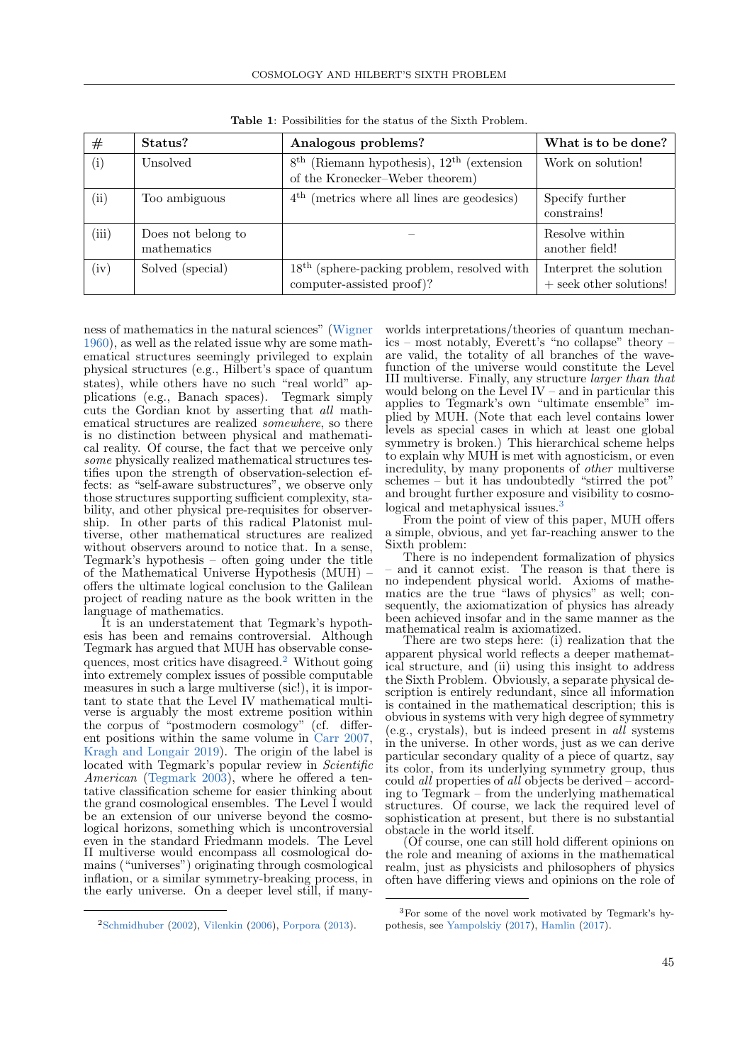**Table 1**: Possibilities for the status of the Sixth Problem.

| # | Status? | Analogous problems? | What is to be done? |
|---|---|---|---|
| (i) | Unsolved | 8th (Riemann hypothesis), 12th (extension of the Kronecker–Weber theorem) | Work on solution! |
| (ii) | Too ambiguous | 4th (metrics where all lines are geodesics) | Specify further constrains! |
| (iii) | Does not belong to mathematics | – | Resolve within another field! |
| (iv) | Solved (special) | 18th (sphere-packing problem, resolved with computer-assisted proof)? | Interpret the solution + seek other solutions! |

ness of mathematics in the natural sciences" (Wigner 1960), as well as the related issue why are some mathematical structures seemingly privileged to explain physical structures (e.g., Hilbert's space of quantum states), while others have no such "real world" applications (e.g., Banach spaces). Tegmark simply cuts the Gordian knot by asserting that *all* mathematical structures are realized *somewhere*, so there is no distinction between physical and mathematical reality. Of course, the fact that we perceive only *some* physically realized mathematical structures testifies upon the strength of observation-selection effects: as "self-aware substructures", we observe only those structures supporting sufficient complexity, stability, and other physical pre-requisites for observership. In other parts of this radical Platonist multiverse, other mathematical structures are realized without observers around to notice that. In a sense, Tegmark's hypothesis – often going under the title of the Mathematical Universe Hypothesis (MUH) – offers the ultimate logical conclusion to the Galilean project of reading nature as the book written in the language of mathematics.

It is an understatement that Tegmark's hypothesis has been and remains controversial. Although Tegmark has argued that MUH has observable consequences, most critics have disagreed.[2] Without going into extremely complex issues of possible computable measures in such a large multiverse (sic!), it is important to state that the Level IV mathematical multiverse is arguably the most extreme position within the corpus of "postmodern cosmology" (cf. different positions within the same volume in Carr 2007, Kragh and Longair 2019). The origin of the label is located with Tegmark's popular review in *Scientific American* (Tegmark 2003), where he offered a tentative classification scheme for easier thinking about the grand cosmological ensembles. The Level I would be an extension of our universe beyond the cosmological horizons, something which is uncontroversial even in the standard Friedmann models. The Level II multiverse would encompass all cosmological domains ("universes") originating through cosmological inflation, or a similar symmetry-breaking process, in the early universe. On a deeper level still, if many-worlds interpretations/theories of quantum mechanics – most notably, Everett's "no collapse" theory – are valid, the totality of all branches of the wavefunction of the universe would constitute the Level III multiverse. Finally, any structure *larger than that* would belong on the Level IV – and in particular this applies to Tegmark's own "ultimate ensemble" implied by MUH. (Note that each level contains lower levels as special cases in which at least one global symmetry is broken.) This hierarchical scheme helps to explain why MUH is met with agnosticism, or even incredulity, by many proponents of *other* multiverse schemes – but it has undoubtedly "stirred the pot" and brought further exposure and visibility to cosmological and metaphysical issues.[3]

From the point of view of this paper, MUH offers a simple, obvious, and yet far-reaching answer to the Sixth problem:

There is no independent formalization of physics – and it cannot exist. The reason is that there is no independent physical world. Axioms of mathematics are the true "laws of physics" as well; consequently, the axiomatization of physics has already been achieved insofar and in the same manner as the mathematical realm is axiomatized.

There are two steps here: (i) realization that the apparent physical world reflects a deeper mathematical structure, and (ii) using this insight to address the Sixth Problem. Obviously, a separate physical description is entirely redundant, since all information is contained in the mathematical description; this is obvious in systems with very high degree of symmetry (e.g., crystals), but is indeed present in *all* systems in the universe. In other words, just as we can derive particular secondary quality of a piece of quartz, say its color, from its underlying symmetry group, thus could *all* properties of *all* objects be derived – according to Tegmark – from the underlying mathematical structures. Of course, we lack the required level of sophistication at present, but there is no substantial obstacle in the world itself.

(Of course, one can still hold different opinions on the role and meaning of axioms in the mathematical realm, just as physicists and philosophers of physics often have differing views and opinions on the role of

[2] Schmidhuber (2002), Vilenkin (2006), Porpora (2013).

[3] For some of the novel work motivated by Tegmark's hypothesis, see Yampolskiy (2017), Hamlin (2017).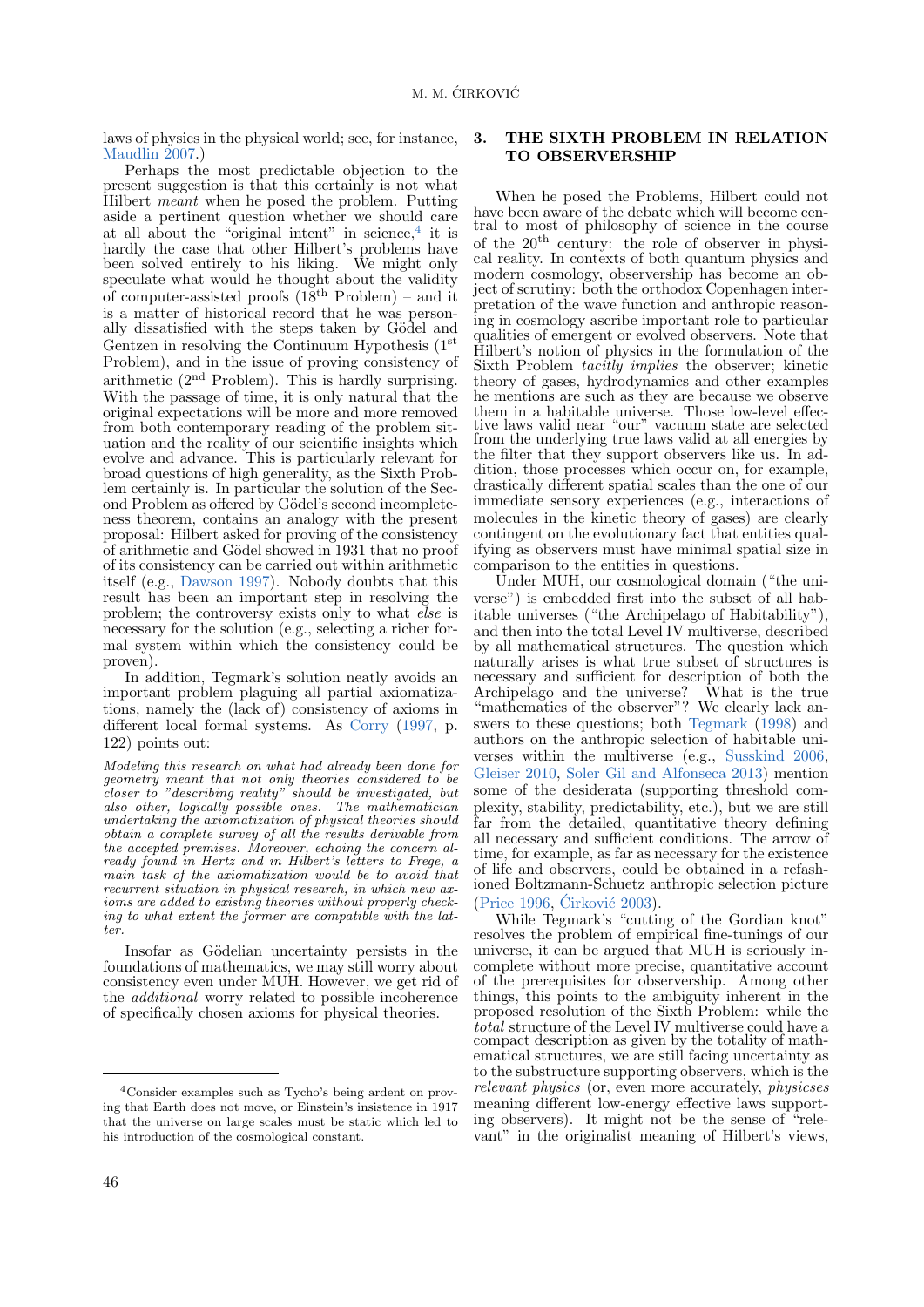laws of physics in the physical world; see, for instance, Maudlin 2007.)

Perhaps the most predictable objection to the present suggestion is that this certainly is not what Hilbert *meant* when he posed the problem. Putting aside a pertinent question whether we should care at all about the "original intent" in science,[4] it is hardly the case that other Hilbert's problems have been solved entirely to his liking. We might only speculate what would he thought about the validity of computer-assisted proofs (18th Problem) – and it is a matter of historical record that he was personally dissatisfied with the steps taken by Gödel and Gentzen in resolving the Continuum Hypothesis (1st Problem), and in the issue of proving consistency of arithmetic (2nd Problem). This is hardly surprising. With the passage of time, it is only natural that the original expectations will be more and more removed from both contemporary reading of the problem situation and the reality of our scientific insights which evolve and advance. This is particularly relevant for broad questions of high generality, as the Sixth Problem certainly is. In particular the solution of the Second Problem as offered by Gödel's second incompleteness theorem, contains an analogy with the present proposal: Hilbert asked for proving of the consistency of arithmetic and Gödel showed in 1931 that no proof of its consistency can be carried out within arithmetic itself (e.g., Dawson 1997). Nobody doubts that this result has been an important step in resolving the problem; the controversy exists only to what *else* is necessary for the solution (e.g., selecting a richer formal system within which the consistency could be proven).

In addition, Tegmark's solution neatly avoids an important problem plaguing all partial axiomatizations, namely the (lack of) consistency of axioms in different local formal systems. As Corry (1997, p. 122) points out:

> *Modeling this research on what had already been done for geometry meant that not only theories considered to be closer to "describing reality" should be investigated, but also other, logically possible ones. The mathematician undertaking the axiomatization of physical theories should obtain a complete survey of all the results derivable from the accepted premises. Moreover, echoing the concern already found in Hertz and in Hilbert's letters to Frege, a main task of the axiomatization would be to avoid that recurrent situation in physical research, in which new axioms are added to existing theories without properly checking to what extent the former are compatible with the latter.*

Insofar as Gödelian uncertainty persists in the foundations of mathematics, we may still worry about consistency even under MUH. However, we get rid of the *additional* worry related to possible incoherence of specifically chosen axioms for physical theories.

## 3. THE SIXTH PROBLEM IN RELATION TO OBSERVERSHIP

When he posed the Problems, Hilbert could not have been aware of the debate which will become central to most of philosophy of science in the course of the 20th century: the role of observer in physical reality. In contexts of both quantum physics and modern cosmology, observership has become an object of scrutiny: both the orthodox Copenhagen interpretation of the wave function and anthropic reasoning in cosmology ascribe important role to particular qualities of emergent or evolved observers. Note that Hilbert's notion of physics in the formulation of the Sixth Problem *tacitly implies* the observer; kinetic theory of gases, hydrodynamics and other examples he mentions are such as they are because we observe them in a habitable universe. Those low-level effective laws valid near "our" vacuum state are selected from the underlying true laws valid at all energies by the filter that they support observers like us. In addition, those processes which occur on, for example, drastically different spatial scales than the one of our immediate sensory experiences (e.g., interactions of molecules in the kinetic theory of gases) are clearly contingent on the evolutionary fact that entities qualifying as observers must have minimal spatial size in comparison to the entities in questions.

Under MUH, our cosmological domain ("the universe") is embedded first into the subset of all habitable universes ("the Archipelago of Habitability"), and then into the total Level IV multiverse, described by all mathematical structures. The question which naturally arises is what true subset of structures is necessary and sufficient for description of both the Archipelago and the universe? What is the true "mathematics of the observer"? We clearly lack answers to these questions; both Tegmark (1998) and authors on the anthropic selection of habitable universes within the multiverse (e.g., Susskind 2006, Gleiser 2010, Soler Gil and Alfonseca 2013) mention some of the desiderata (supporting threshold complexity, stability, predictability, etc.), but we are still far from the detailed, quantitative theory defining all necessary and sufficient conditions. The arrow of time, for example, as far as necessary for the existence of life and observers, could be obtained in a refashioned Boltzmann-Schuetz anthropic selection picture (Price 1996, Ćirković 2003).

While Tegmark's "cutting of the Gordian knot" resolves the problem of empirical fine-tunings of our universe, it can be argued that MUH is seriously incomplete without more precise, quantitative account of the prerequisites for observership. Among other things, this points to the ambiguity inherent in the proposed resolution of the Sixth Problem: while the *total* structure of the Level IV multiverse could have a compact description as given by the totality of mathematical structures, we are still facing uncertainty as to the substructure supporting observers, which is the *relevant physics* (or, even more accurately, *physicses* meaning different low-energy effective laws supporting observers). It might not be the sense of "relevant" in the originalist meaning of Hilbert's views,

---

[4] Consider examples such as Tycho's being ardent on proving that Earth does not move, or Einstein's insistence in 1917 that the universe on large scales must be static which led to his introduction of the cosmological constant.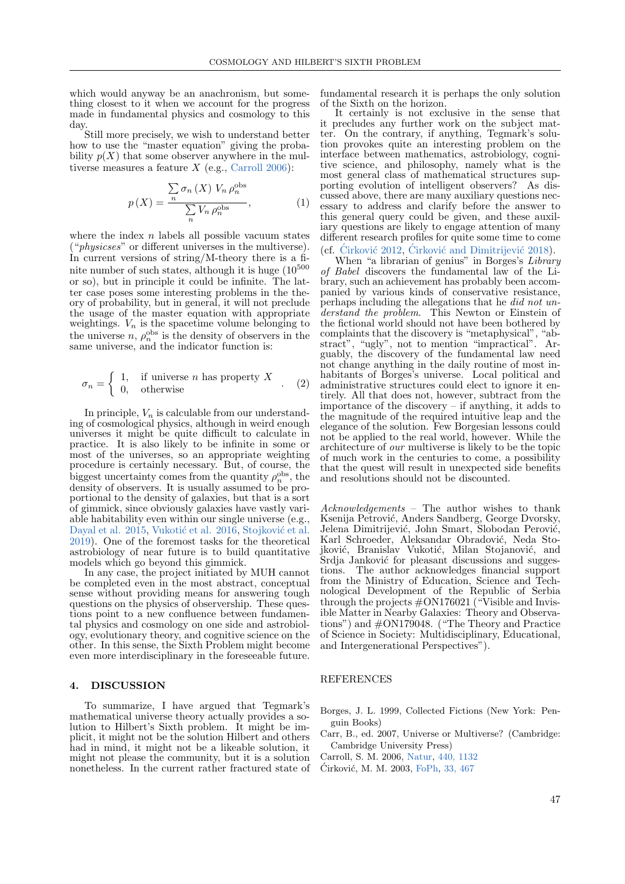which would anyway be an anachronism, but something closest to it when we account for the progress made in fundamental physics and cosmology to this day.

Still more precisely, we wish to understand better how to use the "master equation" giving the probability $p(X)$ that some observer anywhere in the multiverse measures a feature $X$ (e.g., Carroll 2006):

$$p\left(X\right)=\frac{\sum_{n}\sigma_{n}\left(X\right)\,V_{n}\,\rho_{n}^{\mathrm{obs}}}{\sum_{n}V_{n}\,\rho_{n}^{\mathrm{obs}}},\qquad(1)$$

where the index $n$ labels all possible vacuum states ("*physicses*" or different universes in the multiverse). In current versions of string/M-theory there is a finite number of such states, although it is huge ($10^{500}$ or so), but in principle it could be infinite. The latter case poses some interesting problems in the theory of probability, but in general, it will not preclude the usage of the master equation with appropriate weightings. $V_n$ is the spacetime volume belonging to the universe $n$, $\rho_n^{\mathrm{obs}}$ is the density of observers in the same universe, and the indicator function is:

$$\sigma_{n}=\left\{\begin{array}{ll}1, & \text{if universe } n \text{ has property } X\\ 0, & \text{otherwise}\end{array}\right. .\qquad(2)$$

In principle, $V_n$ is calculable from our understanding of cosmological physics, although in weird enough universes it might be quite difficult to calculate in practice. It is also likely to be infinite in some or most of the universes, so an appropriate weighting procedure is certainly necessary. But, of course, the biggest uncertainty comes from the quantity $\rho_n^{\mathrm{obs}}$, the density of observers. It is usually assumed to be proportional to the density of galaxies, but that is a sort of gimmick, since obviously galaxies have vastly variable habitability even within our single universe (e.g., Dayal et al. 2015, Vukotić et al. 2016, Stojković et al. 2019). One of the foremost tasks for the theoretical astrobiology of near future is to build quantitative models which go beyond this gimmick.

In any case, the project initiated by MUH cannot be completed even in the most abstract, conceptual sense without providing means for answering tough questions on the physics of observership. These questions point to a new confluence between fundamental physics and cosmology on one side and astrobiology, evolutionary theory, and cognitive science on the other. In this sense, the Sixth Problem might become even more interdisciplinary in the foreseeable future.

## 4. DISCUSSION

To summarize, I have argued that Tegmark's mathematical universe theory actually provides a solution to Hilbert's Sixth problem. It might be implicit, it might not be the solution Hilbert and others had in mind, it might not be a likeable solution, it might not please the community, but it is a solution nonetheless. In the current rather fractured state of fundamental research it is perhaps the only solution of the Sixth on the horizon.

It certainly is not exclusive in the sense that it precludes any further work on the subject matter. On the contrary, if anything, Tegmark's solution provokes quite an interesting problem on the interface between mathematics, astrobiology, cognitive science, and philosophy, namely what is the most general class of mathematical structures supporting evolution of intelligent observers? As discussed above, there are many auxiliary questions necessary to address and clarify before the answer to this general query could be given, and these auxiliary questions are likely to engage attention of many different research profiles for quite some time to come (cf. Ćirković 2012, Ćirković and Dimitrijević 2018).

When "a librarian of genius" in Borges's *Library of Babel* discovers the fundamental law of the Library, such an achievement has probably been accompanied by various kinds of conservative resistance, perhaps including the allegations that he *did not understand the problem*. This Newton or Einstein of the fictional world should not have been bothered by complaints that the discovery is "metaphysical", "abstract", "ugly", not to mention "impractical". Arguably, the discovery of the fundamental law need not change anything in the daily routine of most inhabitants of Borges's universe. Local political and administrative structures could elect to ignore it entirely. All that does not, however, subtract from the importance of the discovery – if anything, it adds to the magnitude of the required intuitive leap and the elegance of the solution. Few Borgesian lessons could not be applied to the real world, however. While the architecture of *our* multiverse is likely to be the topic of much work in the centuries to come, a possibility that the quest will result in unexpected side benefits and resolutions should not be discounted.

*Acknowledgements* – The author wishes to thank Ksenija Petrović, Anders Sandberg, George Dvorsky, Jelena Dimitrijević, John Smart, Slobodan Perović, Karl Schroeder, Aleksandar Obradović, Neda Stojković, Branislav Vukotić, Milan Stojanović, and Srdja Janković for pleasant discussions and suggestions. The author acknowledges financial support from the Ministry of Education, Science and Technological Development of the Republic of Serbia through the projects #ON176021 ("Visible and Invisible Matter in Nearby Galaxies: Theory and Observations") and #ON179048. ("The Theory and Practice of Science in Society: Multidisciplinary, Educational, and Intergenerational Perspectives").

## REFERENCES

Borges, J. L. 1999, Collected Fictions (New York: Penguin Books)

Carr, B., ed. 2007, Universe or Multiverse? (Cambridge: Cambridge University Press)

Carroll, S. M. 2006, Natur, 440, 1132

Ćirković, M. M. 2003, FoPh, 33, 467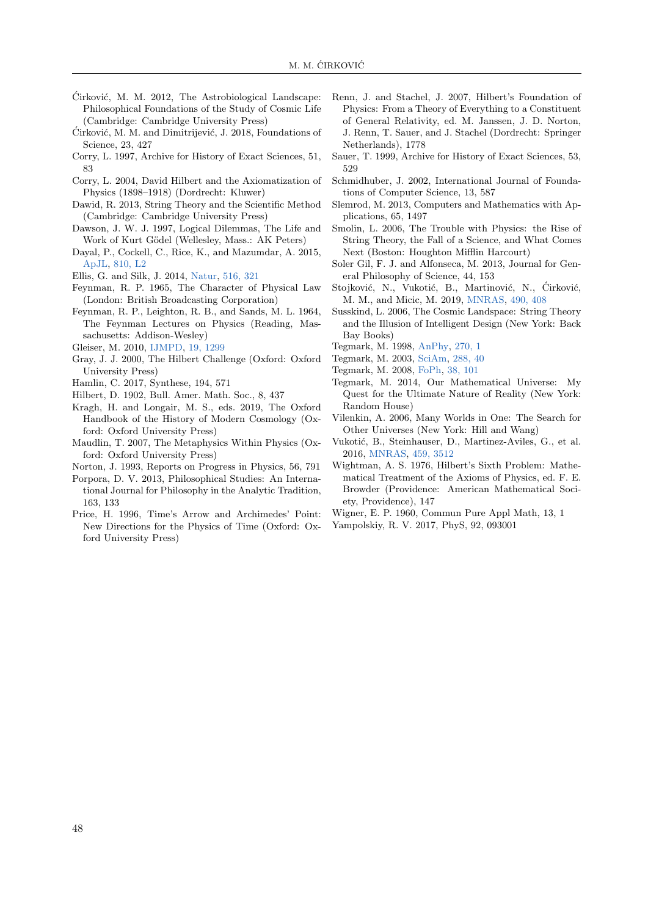Ćirković, M. M. 2012, The Astrobiological Landscape: Philosophical Foundations of the Study of Cosmic Life (Cambridge: Cambridge University Press)

Ćirković, M. M. and Dimitrijević, J. 2018, Foundations of Science, 23, 427

Corry, L. 1997, Archive for History of Exact Sciences, 51, 83

Corry, L. 2004, David Hilbert and the Axiomatization of Physics (1898–1918) (Dordrecht: Kluwer)

Dawid, R. 2013, String Theory and the Scientific Method (Cambridge: Cambridge University Press)

Dawson, J. W. J. 1997, Logical Dilemmas, The Life and Work of Kurt Gödel (Wellesley, Mass.: AK Peters)

Dayal, P., Cockell, C., Rice, K., and Mazumdar, A. 2015, ApJL, 810, L2

Ellis, G. and Silk, J. 2014, Natur, 516, 321

Feynman, R. P. 1965, The Character of Physical Law (London: British Broadcasting Corporation)

Feynman, R. P., Leighton, R. B., and Sands, M. L. 1964, The Feynman Lectures on Physics (Reading, Massachusetts: Addison-Wesley)

Gleiser, M. 2010, IJMPD, 19, 1299

Gray, J. J. 2000, The Hilbert Challenge (Oxford: Oxford University Press)

Hamlin, C. 2017, Synthese, 194, 571

Hilbert, D. 1902, Bull. Amer. Math. Soc., 8, 437

Kragh, H. and Longair, M. S., eds. 2019, The Oxford Handbook of the History of Modern Cosmology (Oxford: Oxford University Press)

Maudlin, T. 2007, The Metaphysics Within Physics (Oxford: Oxford University Press)

Norton, J. 1993, Reports on Progress in Physics, 56, 791

Porpora, D. V. 2013, Philosophical Studies: An International Journal for Philosophy in the Analytic Tradition, 163, 133

Price, H. 1996, Time's Arrow and Archimedes' Point: New Directions for the Physics of Time (Oxford: Oxford University Press)

Renn, J. and Stachel, J. 2007, Hilbert's Foundation of Physics: From a Theory of Everything to a Constituent of General Relativity, ed. M. Janssen, J. D. Norton, J. Renn, T. Sauer, and J. Stachel (Dordrecht: Springer Netherlands), 1778

Sauer, T. 1999, Archive for History of Exact Sciences, 53, 529

Schmidhuber, J. 2002, International Journal of Foundations of Computer Science, 13, 587

Slemrod, M. 2013, Computers and Mathematics with Applications, 65, 1497

Smolin, L. 2006, The Trouble with Physics: the Rise of String Theory, the Fall of a Science, and What Comes Next (Boston: Houghton Mifflin Harcourt)

Soler Gil, F. J. and Alfonseca, M. 2013, Journal for General Philosophy of Science, 44, 153

Stojković, N., Vukotić, B., Martinović, N., Ćirković, M. M., and Micic, M. 2019, MNRAS, 490, 408

Susskind, L. 2006, The Cosmic Landscape: String Theory and the Illusion of Intelligent Design (New York: Back Bay Books)

Tegmark, M. 1998, AnPhy, 270, 1

Tegmark, M. 2003, SciAm, 288, 40

Tegmark, M. 2008, FoPh, 38, 101

Tegmark, M. 2014, Our Mathematical Universe: My Quest for the Ultimate Nature of Reality (New York: Random House)

Vilenkin, A. 2006, Many Worlds in One: The Search for Other Universes (New York: Hill and Wang)

Vukotić, B., Steinhauser, D., Martinez-Aviles, G., et al. 2016, MNRAS, 459, 3512

Wightman, A. S. 1976, Hilbert's Sixth Problem: Mathematical Treatment of the Axioms of Physics, ed. F. E. Browder (Providence: American Mathematical Society, Providence), 147

Wigner, E. P. 1960, Commun Pure Appl Math, 13, 1

Yampolskiy, R. V. 2017, PhyS, 92, 093001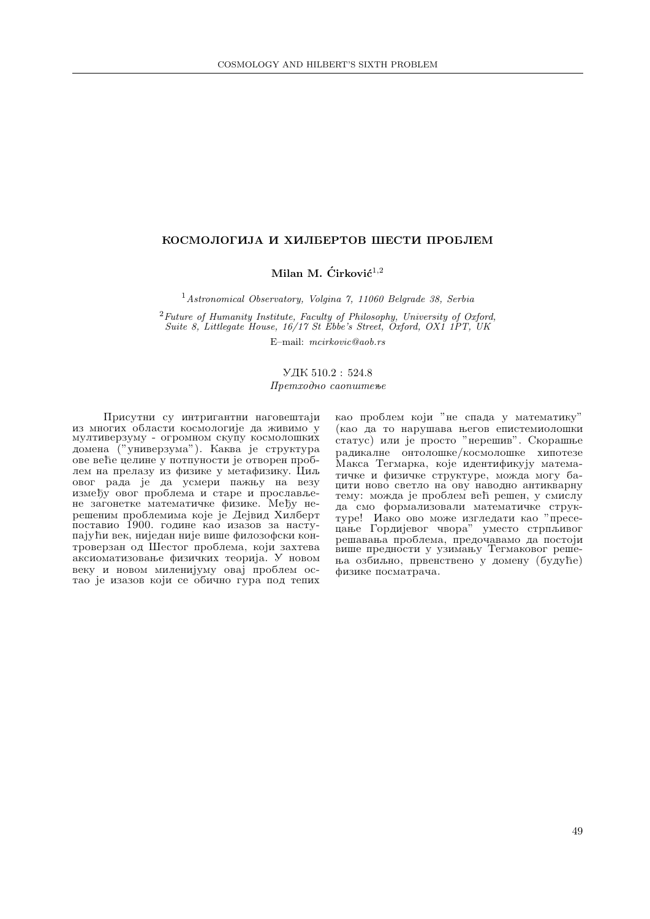## КОСМОЛОГИЈА И ХИЛБЕРТОВ ШЕСТИ ПРОБЛЕМ

**Milan M. Ćirković**[1,2]

[1]*Astronomical Observatory, Volgina 7, 11060 Belgrade 38, Serbia*

[2]*Future of Humanity Institute, Faculty of Philosophy, University of Oxford, Suite 8, Littlegate House, 16/17 St Ebbe's Street, Oxford, OX1 1PT, UK*

E–mail: *mcirkovic@aob.rs*

УДК 510.2 : 524.8

*Претходно саопштење*

Присутни су интригантни наговештаји из многих области космологије да живимо у мултиверзуму - огромном скупу космолошких домена ("универзума"). Каква је структура ове веће целине у потпуности је отворен проблем на прелазу из физике у метафизику. Циљ овог рада је да усмери пажњу на везу између овог проблема и старе и прослављене загонетке математичке физике. Међу нерешеним проблемима које је Дејвид Хилберт поставио 1900. године као изазов за наступајући век, ниједан није више филозофски контроверзан од Шестог проблема, који захтева аксиоматизовање физичких теорија. У новом веку и новом миленијуму овај проблем остао је изазов који се обично гура под тепих као проблем који "не спада у математику" (као да то нарушава његов епистемиолошки статус) или је просто "нерешив". Скорашње радикалне онтолошке/космолошке хипотезе Макса Тегмарка, које идентификују математичке и физичке структуре, можда могу бацити ново светло на ову наводно антикварну тему: можда је проблем већ решен, у смислу да смо формализовали математичке структуре! Иако ово може изгледати као "пресецање Гордијевог чвора" уместо стрпљивог решавања проблема, предочавамо да постоји више предности у узимању Тегмаковог решења озбиљно, првенствено у домену (будуће) физике посматрача.